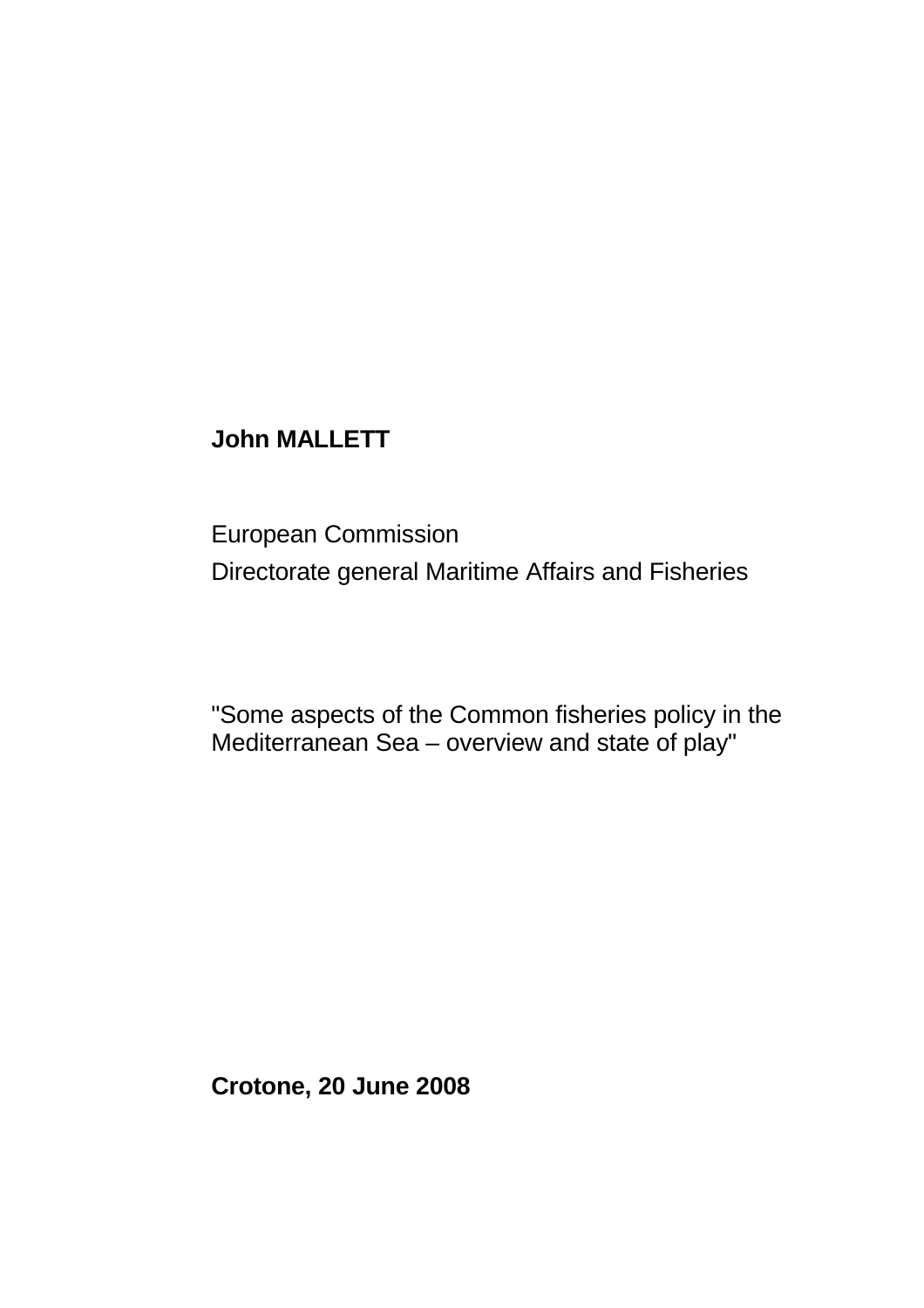**John MALLETT**

European Commission

Directorate general Maritime Affairs and Fisheries

"Some aspects of the Common fisheries policy in the Mediterranean Sea – overview and state of play"

**Crotone, 20 June 2008**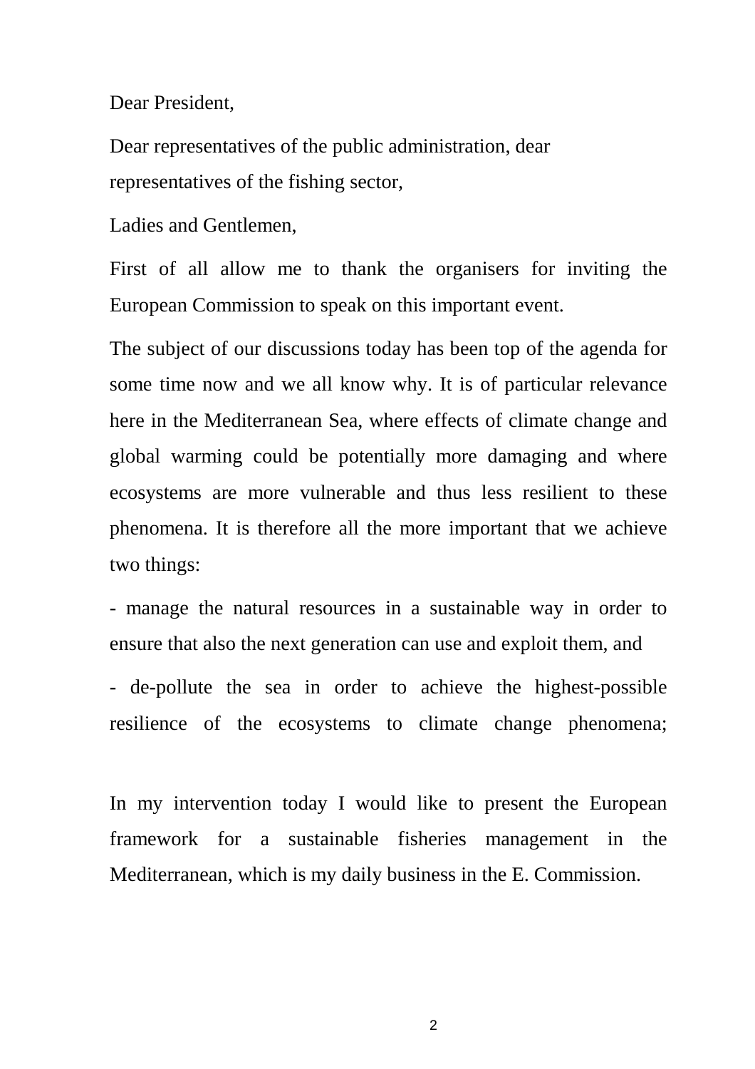Dear President,

Dear representatives of the public administration, dear representatives of the fishing sector,

Ladies and Gentlemen,

First of all allow me to thank the organisers for inviting the European Commission to speak on this important event.

The subject of our discussions today has been top of the agenda for some time now and we all know why. It is of particular relevance here in the Mediterranean Sea, where effects of climate change and global warming could be potentially more damaging and where ecosystems are more vulnerable and thus less resilient to these phenomena. It is therefore all the more important that we achieve two things:

- manage the natural resources in a sustainable way in order to ensure that also the next generation can use and exploit them, and

- de-pollute the sea in order to achieve the highest-possible resilience of the ecosystems to climate change phenomena;

In my intervention today I would like to present the European framework for a sustainable fisheries management in the Mediterranean, which is my daily business in the E. Commission.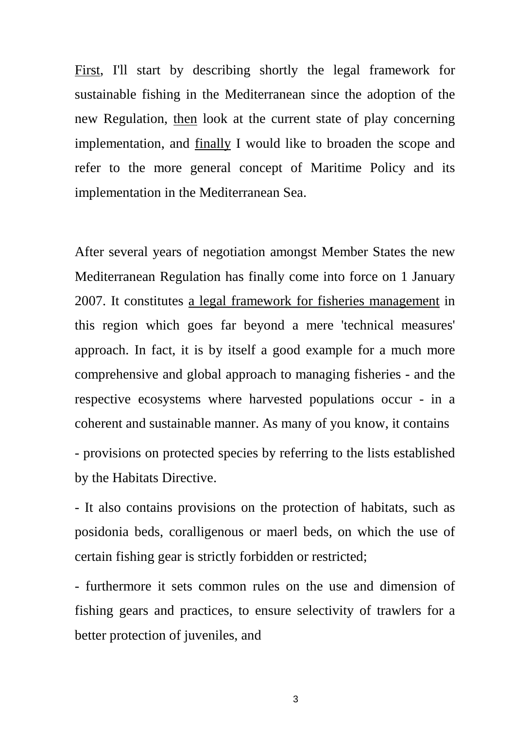<u>First</u>, I'll start by describing shortly the legal framework for sustainable fishing in the Mediterranean since the adoption of the new Regulation, <u>then</u> look at the current state of play concerning implementation, and <u>finally</u> I would like to broaden the scope and refer to the more general concept of Maritime Policy and its implementation in the Mediterranean Sea.

After several years of negotiation amongst Member States the new Mediterranean Regulation has finally come into force on 1 January 2007. It constitutes <u>a legal framework for fisheries management</u> in this region which goes far beyond a mere 'technical measures' approach. In fact, it is by itself a good example for a much more comprehensive and global approach to managing fisheries - and the respective ecosystems where harvested populations occur - in a coherent and sustainable manner. As many of you know, it contains

- provisions on protected species by referring to the lists established by the Habitats Directive.

- It also contains provisions on the protection of habitats, such as posidonia beds, coralligenous or maerl beds, on which the use of certain fishing gear is strictly forbidden or restricted;

- furthermore it sets common rules on the use and dimension of fishing gears and practices, to ensure selectivity of trawlers for a better protection of juveniles, and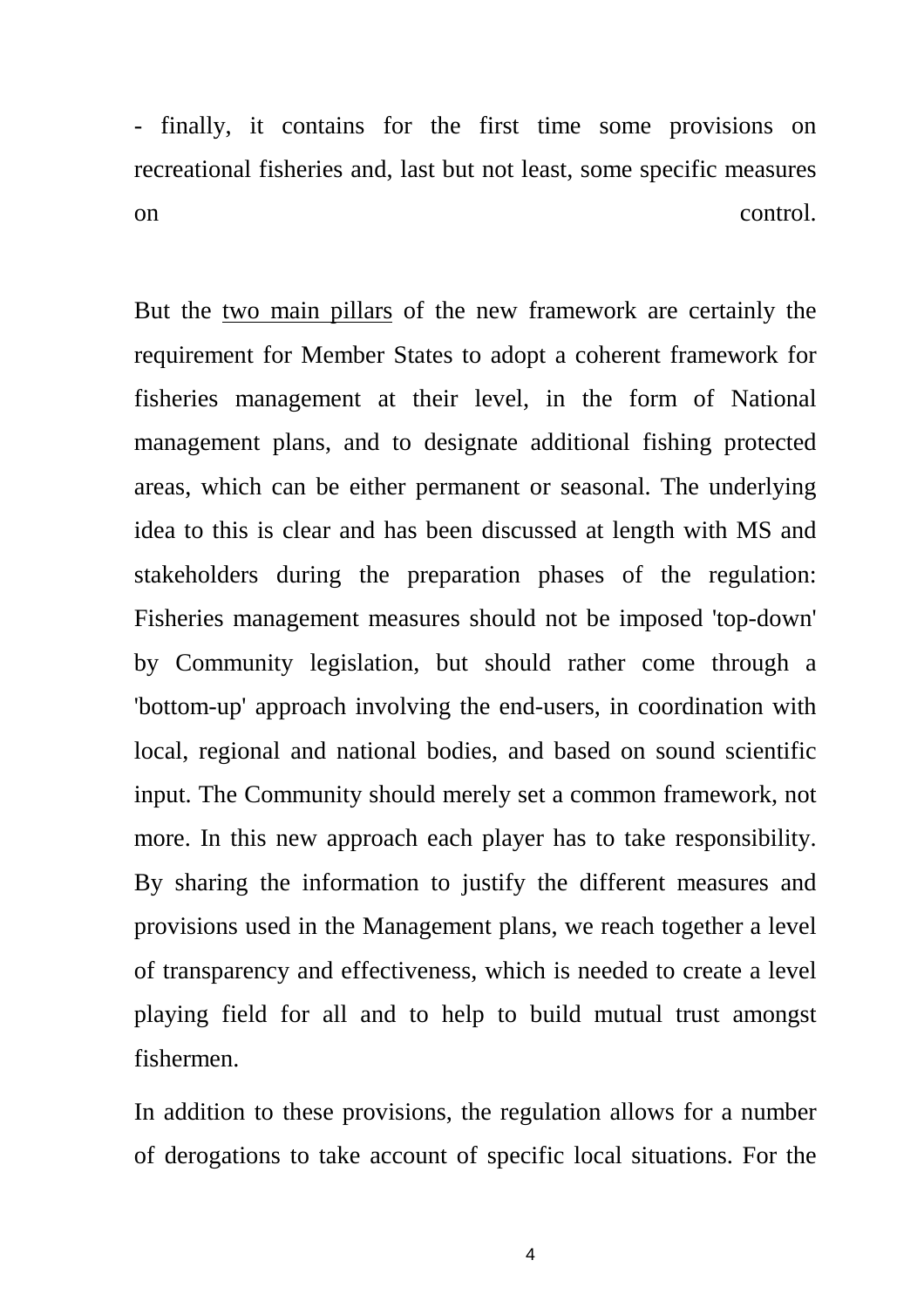- finally, it contains for the first time some provisions on recreational fisheries and, last but not least, some specific measures on control.

But the <u>two main pillars</u> of the new framework are certainly the requirement for Member States to adopt a coherent framework for fisheries management at their level, in the form of National management plans, and to designate additional fishing protected areas, which can be either permanent or seasonal. The underlying idea to this is clear and has been discussed at length with MS and stakeholders during the preparation phases of the regulation: Fisheries management measures should not be imposed 'top-down' by Community legislation, but should rather come through a 'bottom-up' approach involving the end-users, in coordination with local, regional and national bodies, and based on sound scientific input. The Community should merely set a common framework, not more. In this new approach each player has to take responsibility. By sharing the information to justify the different measures and provisions used in the Management plans, we reach together a level of transparency and effectiveness, which is needed to create a level playing field for all and to help to build mutual trust amongst fishermen.

In addition to these provisions, the regulation allows for a number of derogations to take account of specific local situations. For the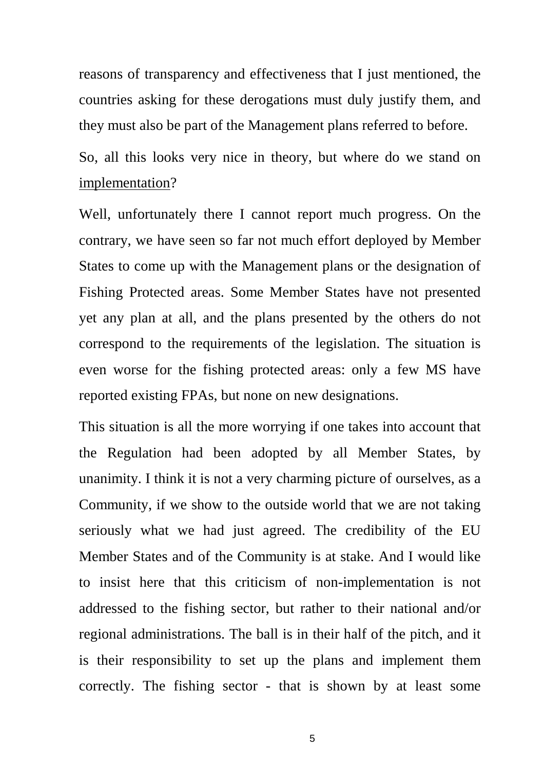reasons of transparency and effectiveness that I just mentioned, the countries asking for these derogations must duly justify them, and they must also be part of the Management plans referred to before.

So, all this looks very nice in theory, but where do we stand on <u>implementation</u>?

Well, unfortunately there I cannot report much progress. On the contrary, we have seen so far not much effort deployed by Member States to come up with the Management plans or the designation of Fishing Protected areas. Some Member States have not presented yet any plan at all, and the plans presented by the others do not correspond to the requirements of the legislation. The situation is even worse for the fishing protected areas: only a few MS have reported existing FPAs, but none on new designations.

This situation is all the more worrying if one takes into account that the Regulation had been adopted by all Member States, by unanimity. I think it is not a very charming picture of ourselves, as a Community, if we show to the outside world that we are not taking seriously what we had just agreed. The credibility of the EU Member States and of the Community is at stake. And I would like to insist here that this criticism of non-implementation is not addressed to the fishing sector, but rather to their national and/or regional administrations. The ball is in their half of the pitch, and it is their responsibility to set up the plans and implement them correctly. The fishing sector - that is shown by at least some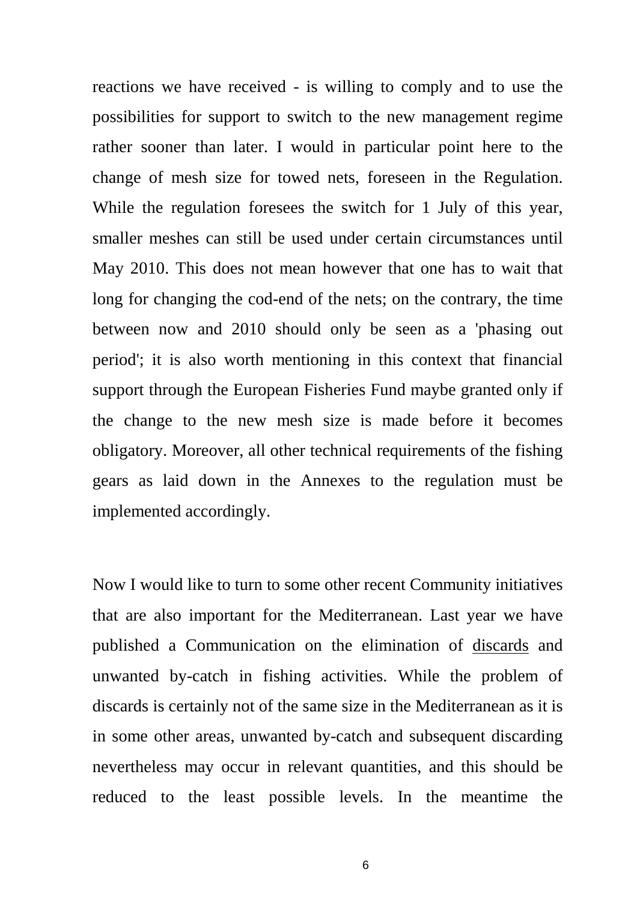reactions we have received - is willing to comply and to use the possibilities for support to switch to the new management regime rather sooner than later. I would in particular point here to the change of mesh size for towed nets, foreseen in the Regulation. While the regulation foresees the switch for 1 July of this year, smaller meshes can still be used under certain circumstances until May 2010. This does not mean however that one has to wait that long for changing the cod-end of the nets; on the contrary, the time between now and 2010 should only be seen as a 'phasing out period'; it is also worth mentioning in this context that financial support through the European Fisheries Fund maybe granted only if the change to the new mesh size is made before it becomes obligatory. Moreover, all other technical requirements of the fishing gears as laid down in the Annexes to the regulation must be implemented accordingly.

Now I would like to turn to some other recent Community initiatives that are also important for the Mediterranean. Last year we have published a Communication on the elimination of <u>discards</u> and unwanted by-catch in fishing activities. While the problem of discards is certainly not of the same size in the Mediterranean as it is in some other areas, unwanted by-catch and subsequent discarding nevertheless may occur in relevant quantities, and this should be reduced to the least possible levels. In the meantime the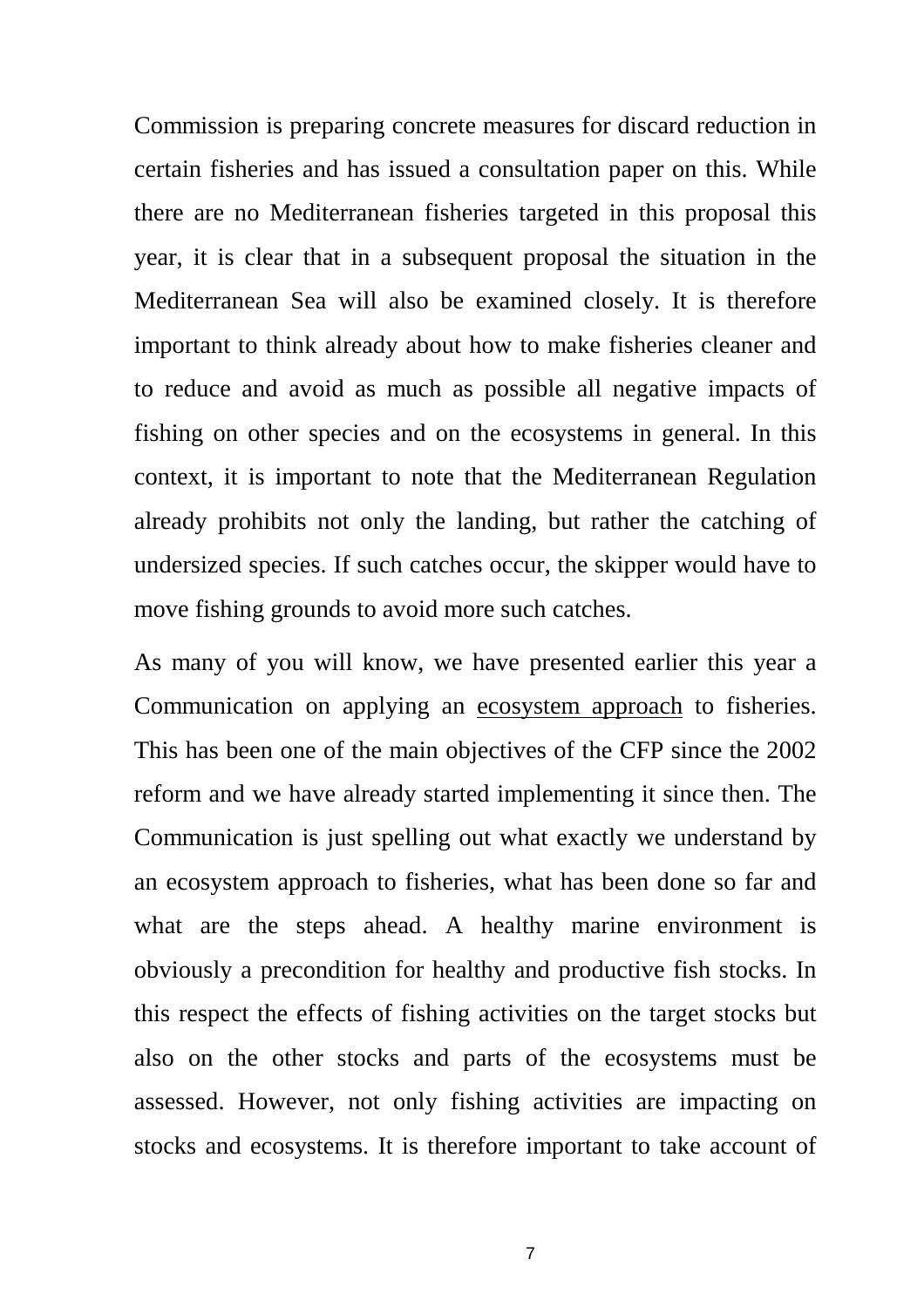Commission is preparing concrete measures for discard reduction in certain fisheries and has issued a consultation paper on this. While there are no Mediterranean fisheries targeted in this proposal this year, it is clear that in a subsequent proposal the situation in the Mediterranean Sea will also be examined closely. It is therefore important to think already about how to make fisheries cleaner and to reduce and avoid as much as possible all negative impacts of fishing on other species and on the ecosystems in general. In this context, it is important to note that the Mediterranean Regulation already prohibits not only the landing, but rather the catching of undersized species. If such catches occur, the skipper would have to move fishing grounds to avoid more such catches.

As many of you will know, we have presented earlier this year a Communication on applying an <u>ecosystem approach</u> to fisheries. This has been one of the main objectives of the CFP since the 2002 reform and we have already started implementing it since then. The Communication is just spelling out what exactly we understand by an ecosystem approach to fisheries, what has been done so far and what are the steps ahead. A healthy marine environment is obviously a precondition for healthy and productive fish stocks. In this respect the effects of fishing activities on the target stocks but also on the other stocks and parts of the ecosystems must be assessed. However, not only fishing activities are impacting on stocks and ecosystems. It is therefore important to take account of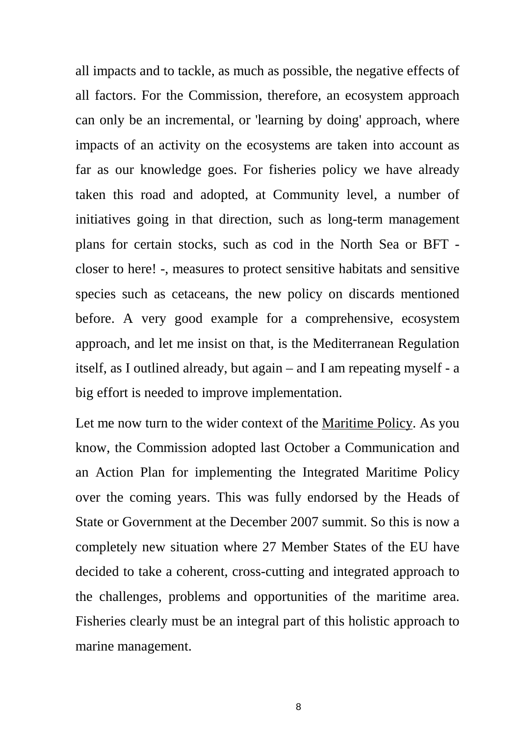all impacts and to tackle, as much as possible, the negative effects of all factors. For the Commission, therefore, an ecosystem approach can only be an incremental, or 'learning by doing' approach, where impacts of an activity on the ecosystems are taken into account as far as our knowledge goes. For fisheries policy we have already taken this road and adopted, at Community level, a number of initiatives going in that direction, such as long-term management plans for certain stocks, such as cod in the North Sea or BFT - closer to here! -, measures to protect sensitive habitats and sensitive species such as cetaceans, the new policy on discards mentioned before. A very good example for a comprehensive, ecosystem approach, and let me insist on that, is the Mediterranean Regulation itself, as I outlined already, but again – and I am repeating myself - a big effort is needed to improve implementation.

Let me now turn to the wider context of the <u>Maritime Policy</u>. As you know, the Commission adopted last October a Communication and an Action Plan for implementing the Integrated Maritime Policy over the coming years. This was fully endorsed by the Heads of State or Government at the December 2007 summit. So this is now a completely new situation where 27 Member States of the EU have decided to take a coherent, cross-cutting and integrated approach to the challenges, problems and opportunities of the maritime area. Fisheries clearly must be an integral part of this holistic approach to marine management.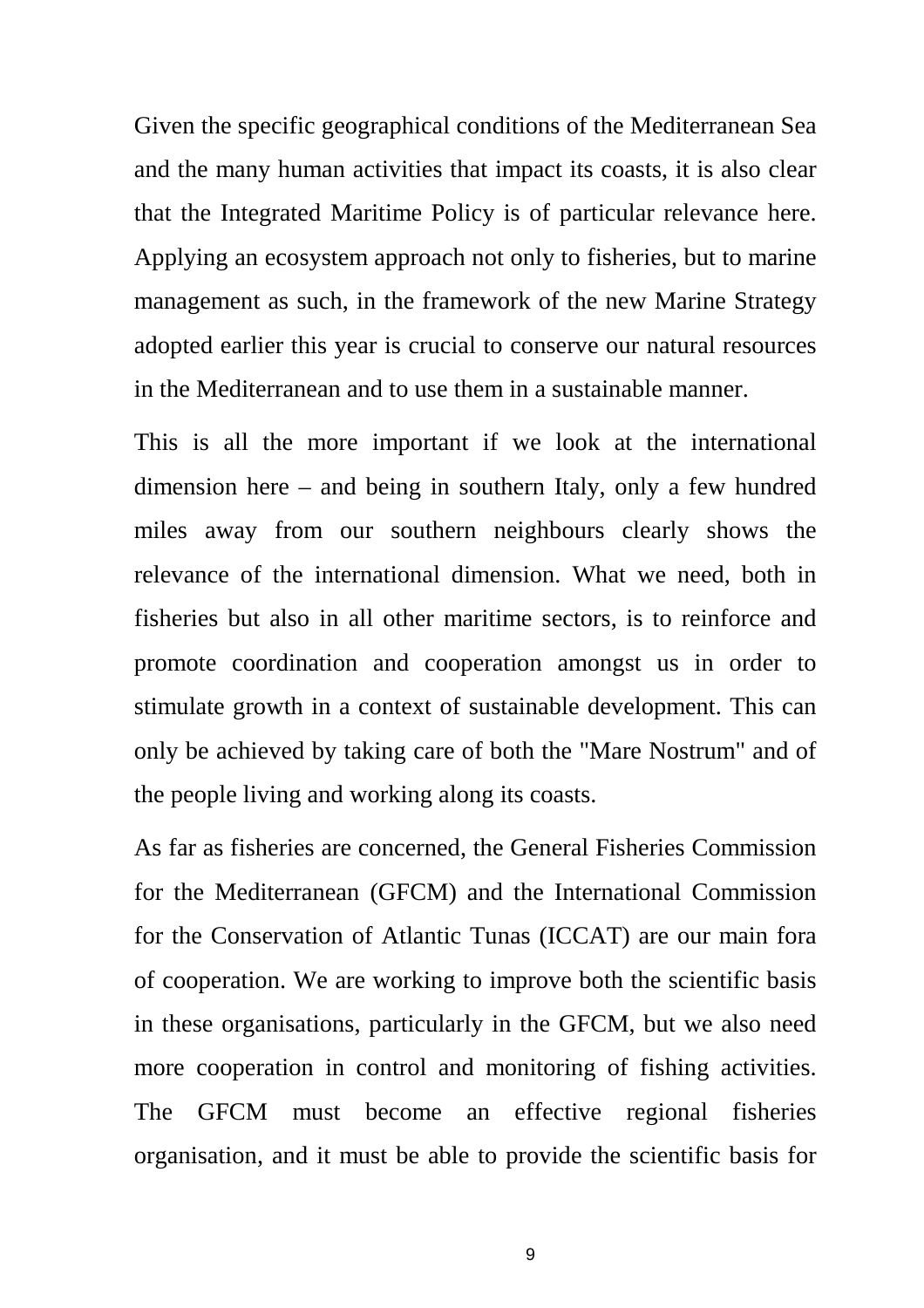Given the specific geographical conditions of the Mediterranean Sea and the many human activities that impact its coasts, it is also clear that the Integrated Maritime Policy is of particular relevance here. Applying an ecosystem approach not only to fisheries, but to marine management as such, in the framework of the new Marine Strategy adopted earlier this year is crucial to conserve our natural resources in the Mediterranean and to use them in a sustainable manner.

This is all the more important if we look at the international dimension here – and being in southern Italy, only a few hundred miles away from our southern neighbours clearly shows the relevance of the international dimension. What we need, both in fisheries but also in all other maritime sectors, is to reinforce and promote coordination and cooperation amongst us in order to stimulate growth in a context of sustainable development. This can only be achieved by taking care of both the "Mare Nostrum" and of the people living and working along its coasts.

As far as fisheries are concerned, the General Fisheries Commission for the Mediterranean (GFCM) and the International Commission for the Conservation of Atlantic Tunas (ICCAT) are our main fora of cooperation. We are working to improve both the scientific basis in these organisations, particularly in the GFCM, but we also need more cooperation in control and monitoring of fishing activities. The GFCM must become an effective regional fisheries organisation, and it must be able to provide the scientific basis for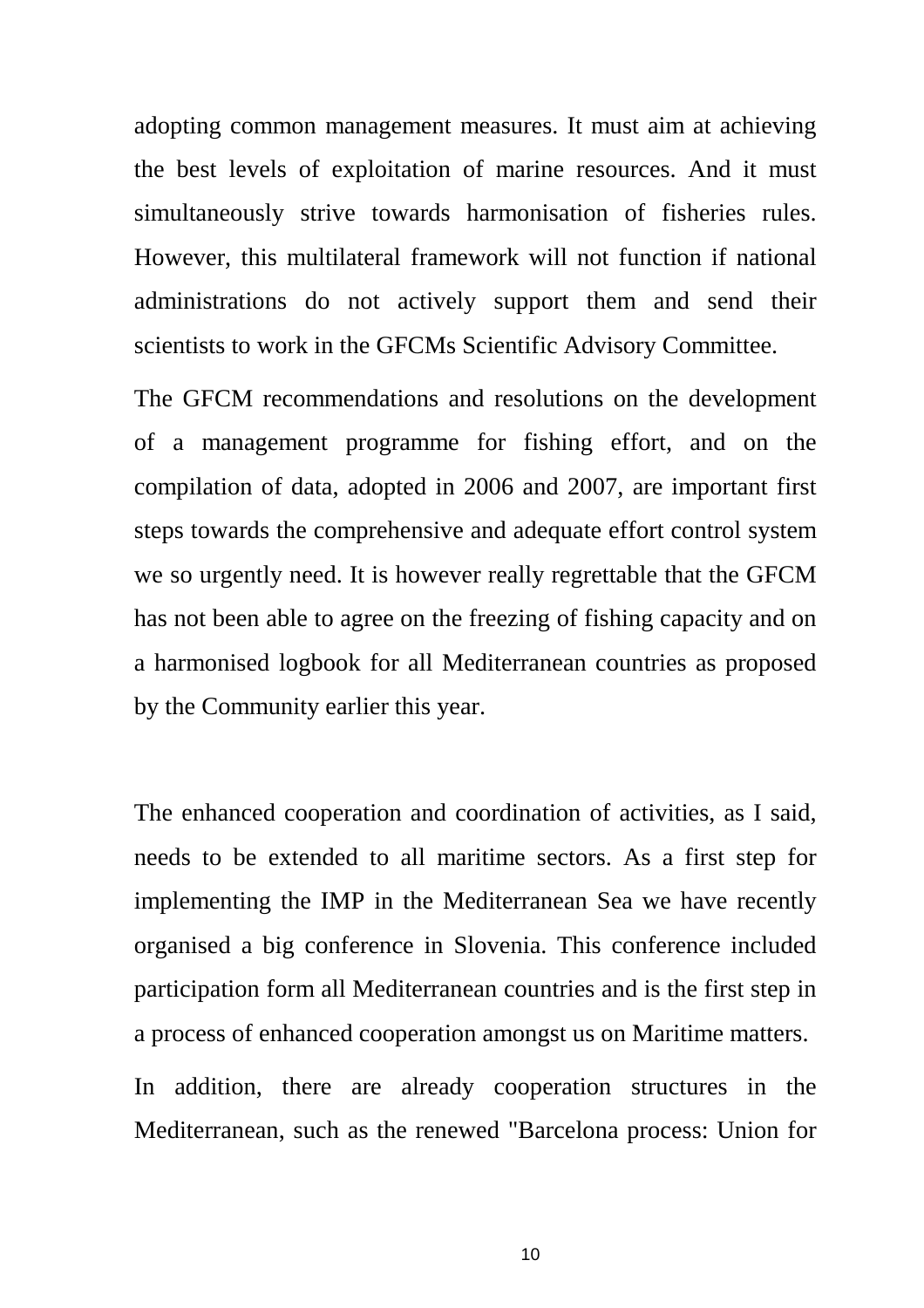adopting common management measures. It must aim at achieving the best levels of exploitation of marine resources. And it must simultaneously strive towards harmonisation of fisheries rules. However, this multilateral framework will not function if national administrations do not actively support them and send their scientists to work in the GFCMs Scientific Advisory Committee.

The GFCM recommendations and resolutions on the development of a management programme for fishing effort, and on the compilation of data, adopted in 2006 and 2007, are important first steps towards the comprehensive and adequate effort control system we so urgently need. It is however really regrettable that the GFCM has not been able to agree on the freezing of fishing capacity and on a harmonised logbook for all Mediterranean countries as proposed by the Community earlier this year.

The enhanced cooperation and coordination of activities, as I said, needs to be extended to all maritime sectors. As a first step for implementing the IMP in the Mediterranean Sea we have recently organised a big conference in Slovenia. This conference included participation form all Mediterranean countries and is the first step in a process of enhanced cooperation amongst us on Maritime matters.

In addition, there are already cooperation structures in the Mediterranean, such as the renewed "Barcelona process: Union for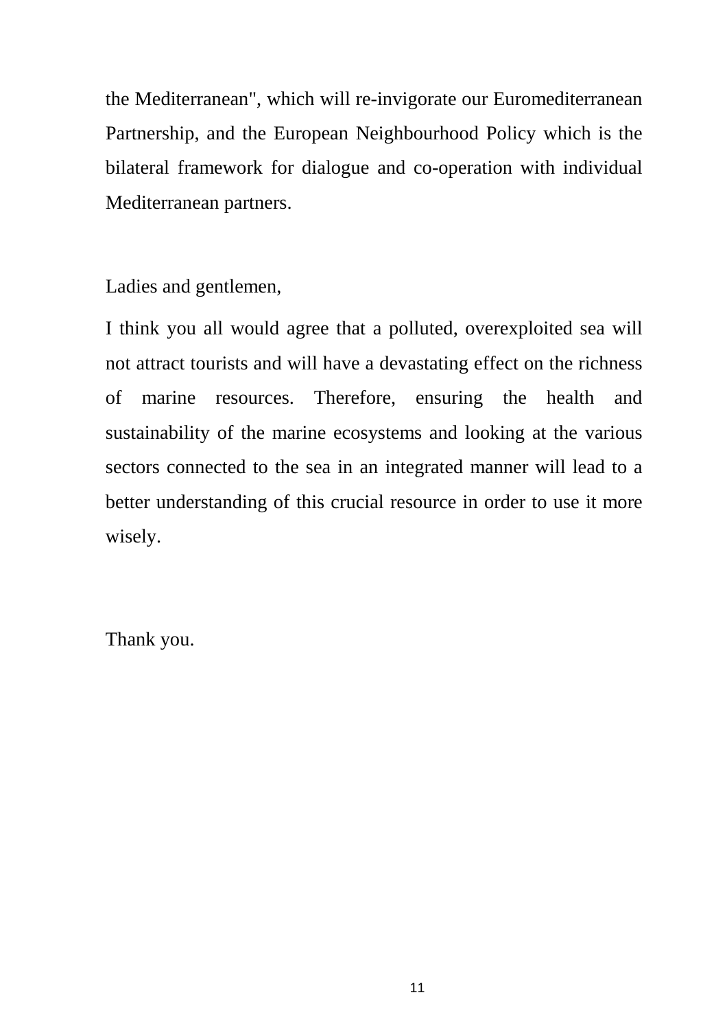the Mediterranean", which will re-invigorate our Euromediterranean Partnership, and the European Neighbourhood Policy which is the bilateral framework for dialogue and co-operation with individual Mediterranean partners.

Ladies and gentlemen,

I think you all would agree that a polluted, overexploited sea will not attract tourists and will have a devastating effect on the richness of marine resources. Therefore, ensuring the health and sustainability of the marine ecosystems and looking at the various sectors connected to the sea in an integrated manner will lead to a better understanding of this crucial resource in order to use it more wisely.

Thank you.